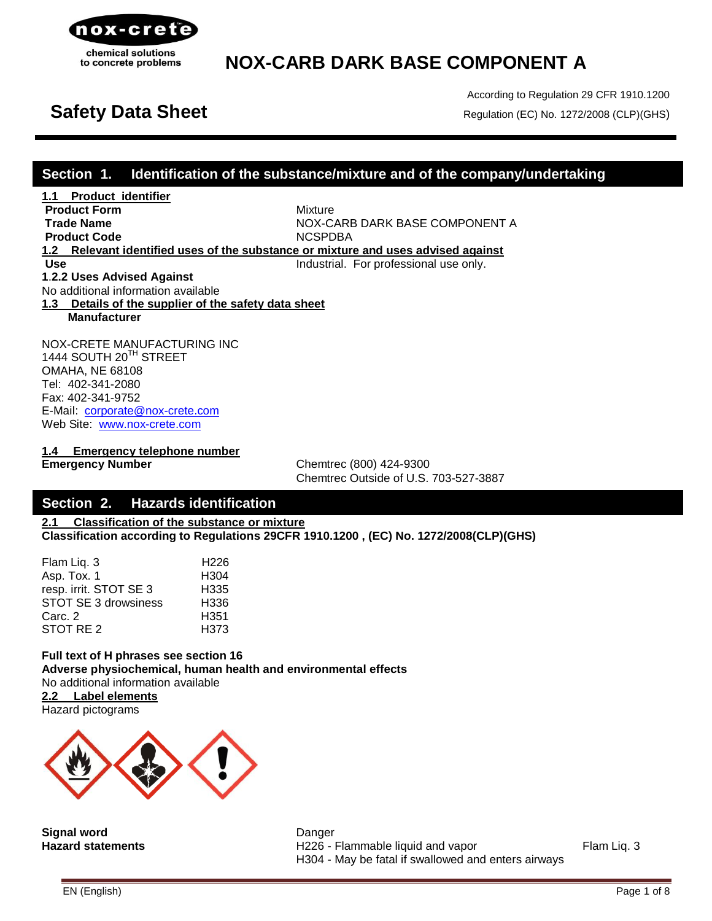nox-crete

chemical solutions to concrete problems

# NOX-CARB DARK BASE COMPONENT A

## Safety Data Sheet

According to Regulation 29 CFR 1910.1200

Regulation (EC) No. 1272/2008 (CLP)(GHS)

## Section 1. Identification of the substance/mixture and of the company/undertaking

**1.1 Product identifier**

| | |
|---|---|
| **Product Form** | Mixture |
| **Trade Name** | NOX-CARB DARK BASE COMPONENT A |
| **Product Code** | NCSPDBA |

**1.2 Relevant identified uses of the substance or mixture and uses advised against**

| | |
|---|---|
| **Use** | Industrial. For professional use only. |

**1.2.2 Uses Advised Against**

No additional information available

**1.3 Details of the supplier of the safety data sheet**

**Manufacturer**

NOX-CRETE MANUFACTURING INC
1444 SOUTH 20TH STREET
OMAHA, NE 68108
Tel: 402-341-2080
Fax: 402-341-9752
E-Mail: corporate@nox-crete.com
Web Site: www.nox-crete.com

**1.4 Emergency telephone number**

| | |
|---|---|
| **Emergency Number** | Chemtrec (800) 424-9300<br>Chemtrec Outside of U.S. 703-527-3887 |

## Section 2. Hazards identification

**2.1 Classification of the substance or mixture**

**Classification according to Regulations 29CFR 1910.1200 , (EC) No. 1272/2008(CLP)(GHS)**

| | |
|---|---|
| Flam Liq. 3 | H226 |
| Asp. Tox. 1 | H304 |
| resp. irrit. STOT SE 3 | H335 |
| STOT SE 3 drowsiness | H336 |
| Carc. 2 | H351 |
| STOT RE 2 | H373 |

**Full text of H phrases see section 16**

**Adverse physiochemical, human health and environmental effects**

No additional information available

**2.2 Label elements**

Hazard pictograms

| | | |
|---|---|---|
| **Signal word** | Danger | |
| **Hazard statements** | H226 - Flammable liquid and vapor | Flam Liq. 3 |
| | H304 - May be fatal if swallowed and enters airways | |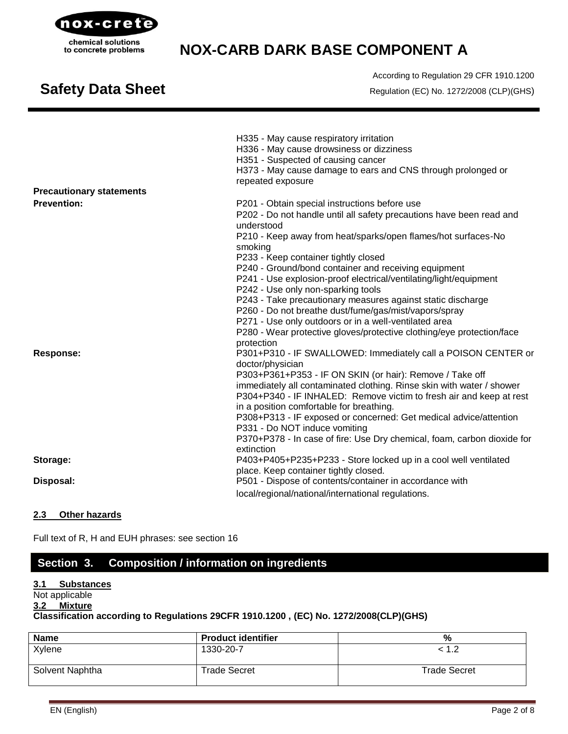H335 - May cause respiratory irritation
H336 - May cause drowsiness or dizziness
H351 - Suspected of causing cancer
H373 - May cause damage to ears and CNS through prolonged or repeated exposure

**Precautionary statements**

**Prevention:**

P201 - Obtain special instructions before use
P202 - Do not handle until all safety precautions have been read and understood
P210 - Keep away from heat/sparks/open flames/hot surfaces-No smoking
P233 - Keep container tightly closed
P240 - Ground/bond container and receiving equipment
P241 - Use explosion-proof electrical/ventilating/light/equipment
P242 - Use only non-sparking tools
P243 - Take precautionary measures against static discharge
P260 - Do not breathe dust/fume/gas/mist/vapors/spray
P271 - Use only outdoors or in a well-ventilated area
P280 - Wear protective gloves/protective clothing/eye protection/face protection

**Response:**

P301+P310 - IF SWALLOWED: Immediately call a POISON CENTER or doctor/physician
P303+P361+P353 - IF ON SKIN (or hair): Remove / Take off immediately all contaminated clothing. Rinse skin with water / shower
P304+P340 - IF INHALED: Remove victim to fresh air and keep at rest in a position comfortable for breathing.
P308+P313 - IF exposed or concerned: Get medical advice/attention
P331 - Do NOT induce vomiting
P370+P378 - In case of fire: Use Dry chemical, foam, carbon dioxide for extinction

**Storage:**

P403+P405+P235+P233 - Store locked up in a cool well ventilated place. Keep container tightly closed.

**Disposal:**

P501 - Dispose of contents/container in accordance with local/regional/national/international regulations.

### 2.3 Other hazards

Full text of R, H and EUH phrases: see section 16

## Section 3. Composition / information on ingredients

### 3.1 Substances

Not applicable

### 3.2 Mixture

**Classification according to Regulations 29CFR 1910.1200 , (EC) No. 1272/2008(CLP)(GHS)**

| Name | Product identifier | % |
|---|---|---|
| Xylene | 1330-20-7 | < 1.2 |
| Solvent Naphtha | Trade Secret | Trade Secret |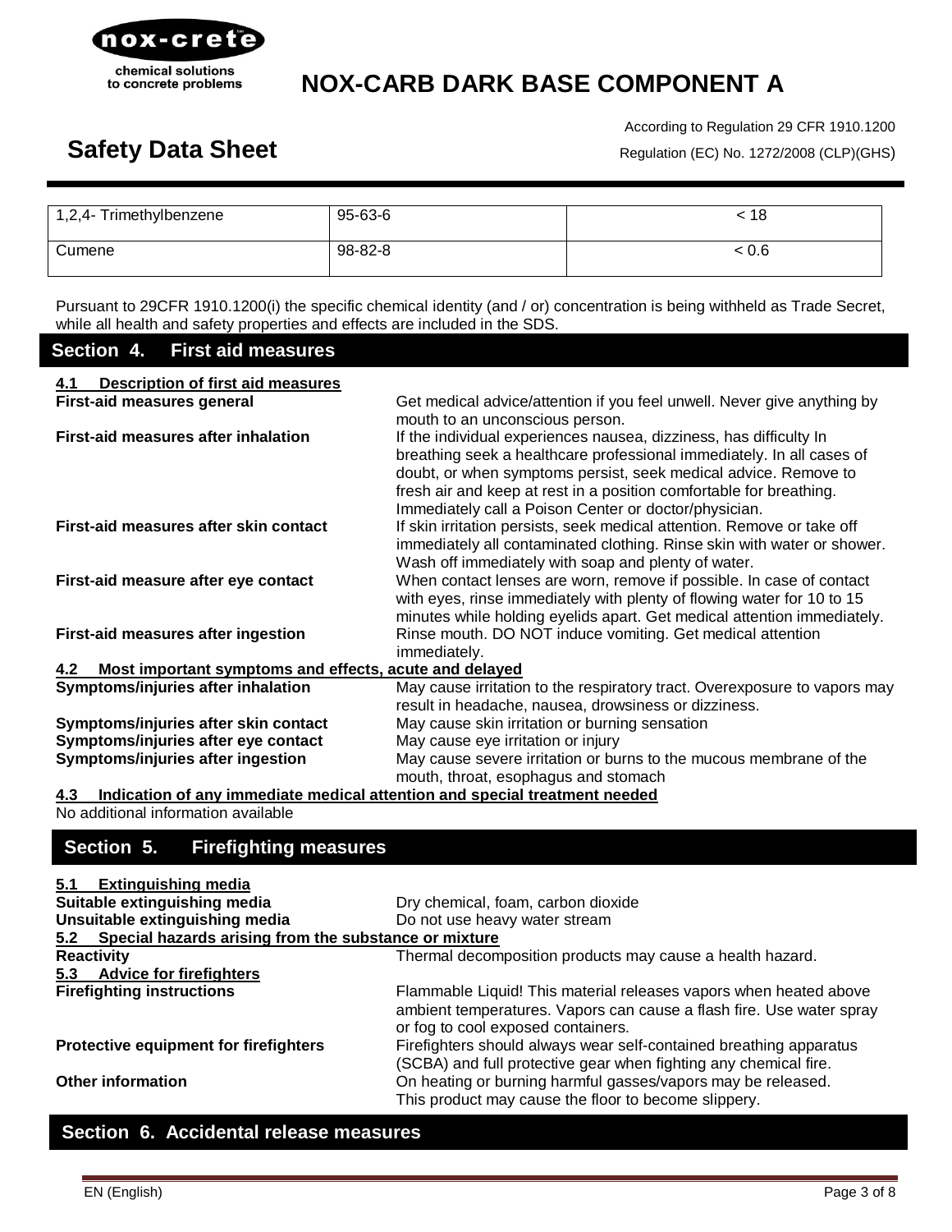| 1,2,4- Trimethylbenzene | 95-63-6 | < 18 |
|---|---|---|
| Cumene | 98-82-8 | < 0.6 |

Pursuant to 29CFR 1910.1200(i) the specific chemical identity (and / or) concentration is being withheld as Trade Secret, while all health and safety properties and effects are included in the SDS.

## Section 4. First aid measures

**4.1 Description of first aid measures**

**First-aid measures general**: Get medical advice/attention if you feel unwell. Never give anything by mouth to an unconscious person.

**First-aid measures after inhalation**: If the individual experiences nausea, dizziness, has difficulty In breathing seek a healthcare professional immediately. In all cases of doubt, or when symptoms persist, seek medical advice. Remove to fresh air and keep at rest in a position comfortable for breathing. Immediately call a Poison Center or doctor/physician.

**First-aid measures after skin contact**: If skin irritation persists, seek medical attention. Remove or take off immediately all contaminated clothing. Rinse skin with water or shower. Wash off immediately with soap and plenty of water.

**First-aid measure after eye contact**: When contact lenses are worn, remove if possible. In case of contact with eyes, rinse immediately with plenty of flowing water for 10 to 15 minutes while holding eyelids apart. Get medical attention immediately.

**First-aid measures after ingestion**: Rinse mouth. DO NOT induce vomiting. Get medical attention immediately.

**4.2 Most important symptoms and effects, acute and delayed**

**Symptoms/injuries after inhalation**: May cause irritation to the respiratory tract. Overexposure to vapors may result in headache, nausea, drowsiness or dizziness.

**Symptoms/injuries after skin contact**: May cause skin irritation or burning sensation

**Symptoms/injuries after eye contact**: May cause eye irritation or injury

**Symptoms/injuries after ingestion**: May cause severe irritation or burns to the mucous membrane of the mouth, throat, esophagus and stomach

**4.3 Indication of any immediate medical attention and special treatment needed**

No additional information available

## Section 5. Firefighting measures

**5.1 Extinguishing media**

**Suitable extinguishing media**: Dry chemical, foam, carbon dioxide

**Unsuitable extinguishing media**: Do not use heavy water stream

**5.2 Special hazards arising from the substance or mixture**

**Reactivity**: Thermal decomposition products may cause a health hazard.

**5.3 Advice for firefighters**

**Firefighting instructions**: Flammable Liquid! This material releases vapors when heated above ambient temperatures. Vapors can cause a flash fire. Use water spray or fog to cool exposed containers.

**Protective equipment for firefighters**: Firefighters should always wear self-contained breathing apparatus (SCBA) and full protective gear when fighting any chemical fire.

**Other information**: On heating or burning harmful gasses/vapors may be released. This product may cause the floor to become slippery.

## Section 6. Accidental release measures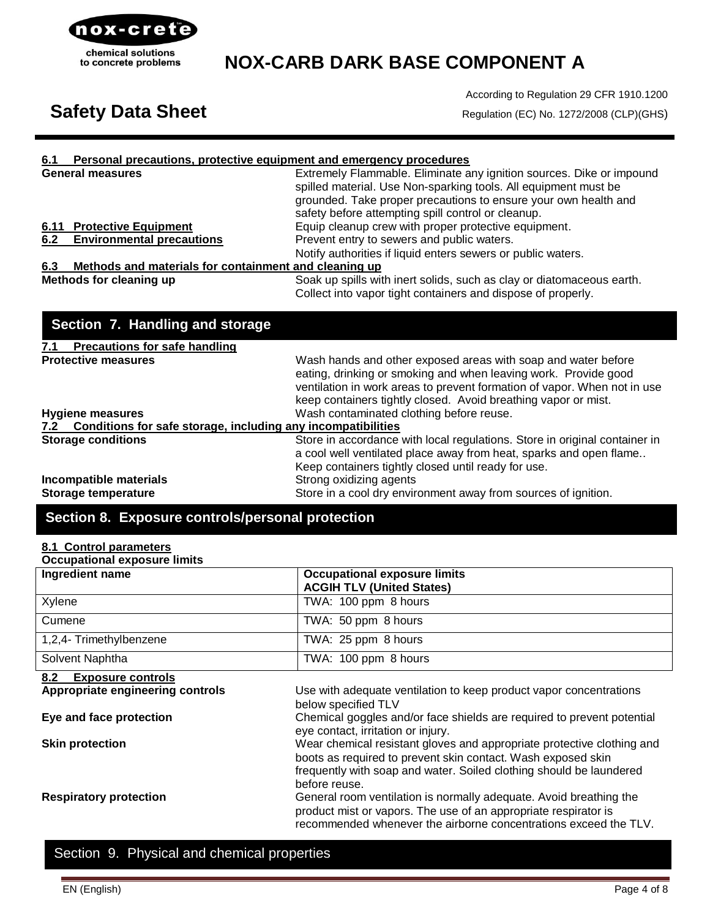#### 6.1 Personal precautions, protective equipment and emergency procedures

**General measures** — Extremely Flammable. Eliminate any ignition sources. Dike or impound spilled material. Use Non-sparking tools. All equipment must be grounded. Take proper precautions to ensure your own health and safety before attempting spill control or cleanup.

#### 6.11 Protective Equipment

Equip cleanup crew with proper protective equipment.

#### 6.2 Environmental precautions

Prevent entry to sewers and public waters.
Notify authorities if liquid enters sewers or public waters.

#### 6.3 Methods and materials for containment and cleaning up

**Methods for cleaning up** — Soak up spills with inert solids, such as clay or diatomaceous earth. Collect into vapor tight containers and dispose of properly.

## Section 7. Handling and storage

#### 7.1 Precautions for safe handling

**Protective measures** — Wash hands and other exposed areas with soap and water before eating, drinking or smoking and when leaving work. Provide good ventilation in work areas to prevent formation of vapor. When not in use keep containers tightly closed. Avoid breathing vapor or mist.

**Hygiene measures** — Wash contaminated clothing before reuse.

#### 7.2 Conditions for safe storage, including any incompatibilities

**Storage conditions** — Store in accordance with local regulations. Store in original container in a cool well ventilated place away from heat, sparks and open flame.. Keep containers tightly closed until ready for use.

**Incompatible materials** — Strong oxidizing agents

**Storage temperature** — Store in a cool dry environment away from sources of ignition.

## Section 8. Exposure controls/personal protection

#### 8.1 Control parameters

**Occupational exposure limits**

| Ingredient name | Occupational exposure limits ACGIH TLV (United States) |
|---|---|
| Xylene | TWA: 100 ppm 8 hours |
| Cumene | TWA: 50 ppm 8 hours |
| 1,2,4- Trimethylbenzene | TWA: 25 ppm 8 hours |
| Solvent Naphtha | TWA: 100 ppm 8 hours |

#### 8.2 Exposure controls

**Appropriate engineering controls** — Use with adequate ventilation to keep product vapor concentrations below specified TLV

**Eye and face protection** — Chemical goggles and/or face shields are required to prevent potential eye contact, irritation or injury.

**Skin protection** — Wear chemical resistant gloves and appropriate protective clothing and boots as required to prevent skin contact. Wash exposed skin frequently with soap and water. Soiled clothing should be laundered before reuse.

**Respiratory protection** — General room ventilation is normally adequate. Avoid breathing the product mist or vapors. The use of an appropriate respirator is recommended whenever the airborne concentrations exceed the TLV.

## Section 9. Physical and chemical properties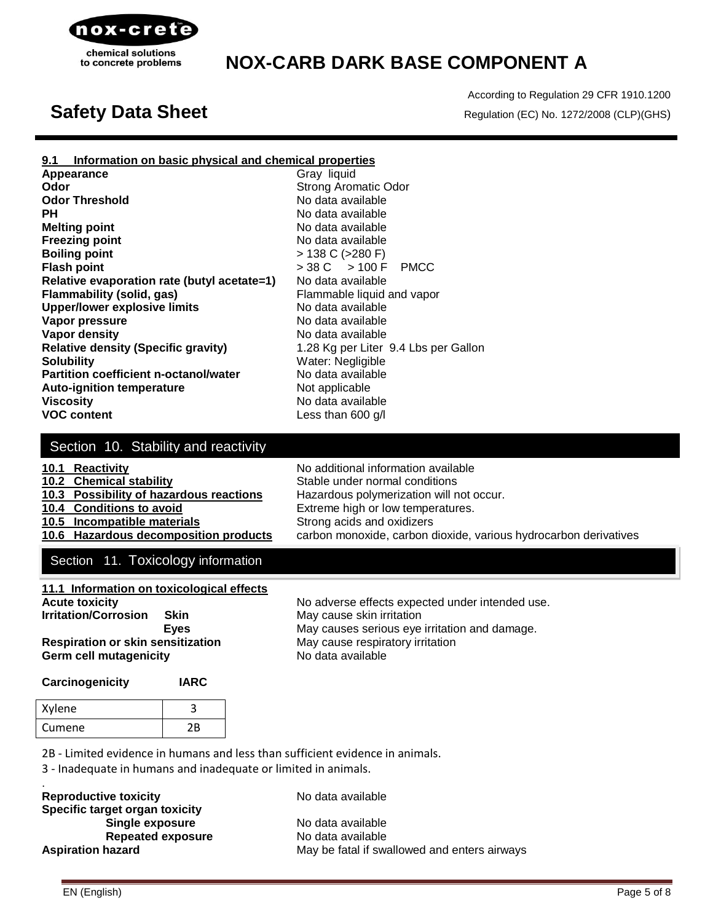**9.1 Information on basic physical and chemical properties**

| | |
|---|---|
| **Appearance** | Gray liquid |
| **Odor** | Strong Aromatic Odor |
| **Odor Threshold** | No data available |
| **PH** | No data available |
| **Melting point** | No data available |
| **Freezing point** | No data available |
| **Boiling point** | > 138 C (>280 F) |
| **Flash point** | > 38 C > 100 F PMCC |
| **Relative evaporation rate (butyl acetate=1)** | No data available |
| **Flammability (solid, gas)** | Flammable liquid and vapor |
| **Upper/lower explosive limits** | No data available |
| **Vapor pressure** | No data available |
| **Vapor density** | No data available |
| **Relative density (Specific gravity)** | 1.28 Kg per Liter 9.4 Lbs per Gallon |
| **Solubility** | Water: Negligible |
| **Partition coefficient n-octanol/water** | No data available |
| **Auto-ignition temperature** | Not applicable |
| **Viscosity** | No data available |
| **VOC content** | Less than 600 g/l |

## Section 10. Stability and reactivity

| | |
|---|---|
| **10.1 Reactivity** | No additional information available |
| **10.2 Chemical stability** | Stable under normal conditions |
| **10.3 Possibility of hazardous reactions** | Hazardous polymerization will not occur. |
| **10.4 Conditions to avoid** | Extreme high or low temperatures. |
| **10.5 Incompatible materials** | Strong acids and oxidizers |
| **10.6 Hazardous decomposition products** | carbon monoxide, carbon dioxide, various hydrocarbon derivatives |

## Section 11. Toxicology information

**11.1 Information on toxicological effects**

| | |
|---|---|
| **Acute toxicity** | No adverse effects expected under intended use. |
| **Irritation/Corrosion Skin** | May cause skin irritation |
| **Eyes** | May causes serious eye irritation and damage. |
| **Respiration or skin sensitization** | May cause respiratory irritation |
| **Germ cell mutagenicity** | No data available |

**Carcinogenicity** **IARC**

| | |
|---|---|
| Xylene | 3 |
| Cumene | 2B |

2B - Limited evidence in humans and less than sufficient evidence in animals.

3 - Inadequate in humans and inadequate or limited in animals.

.

| | |
|---|---|
| **Reproductive toxicity** | No data available |
| **Specific target organ toxicity** | |
| **Single exposure** | No data available |
| **Repeated exposure** | No data available |
| **Aspiration hazard** | May be fatal if swallowed and enters airways |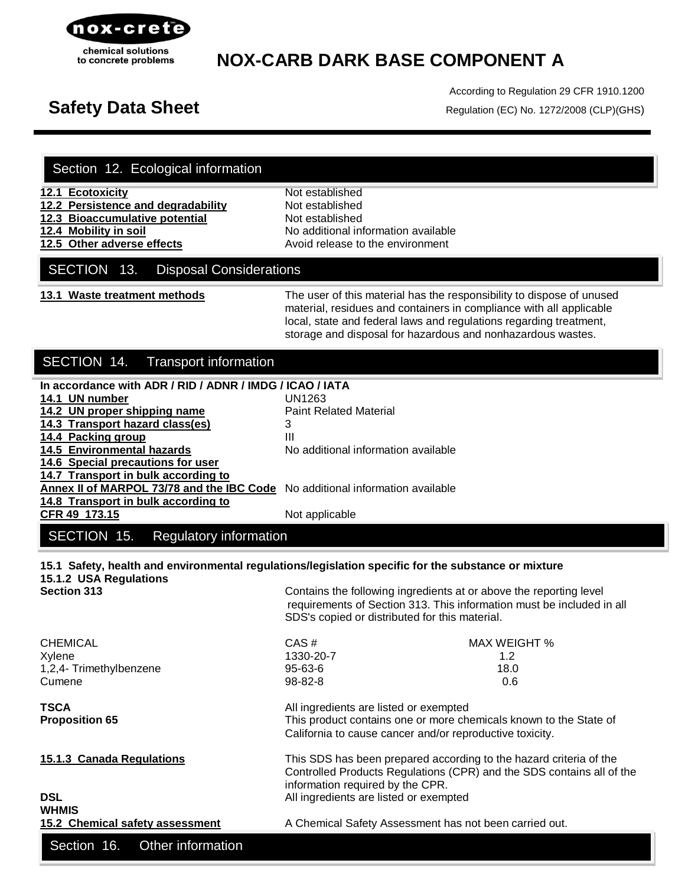# NOX-CARB DARK BASE COMPONENT A

## Safety Data Sheet

According to Regulation 29 CFR 1910.1200

Regulation (EC) No. 1272/2008 (CLP)(GHS)

## Section 12. Ecological information

| | |
|---|---|
| **12.1 Ecotoxicity** | Not established |
| **12.2 Persistence and degradability** | Not established |
| **12.3 Bioaccumulative potential** | Not established |
| **12.4 Mobility in soil** | No additional information available |
| **12.5 Other adverse effects** | Avoid release to the environment |

## SECTION 13. Disposal Considerations

**13.1 Waste treatment methods** — The user of this material has the responsibility to dispose of unused material, residues and containers in compliance with all applicable local, state and federal laws and regulations regarding treatment, storage and disposal for hazardous and nonhazardous wastes.

## SECTION 14. Transport information

**In accordance with ADR / RID / ADNR / IMDG / ICAO / IATA**

| | |
|---|---|
| **14.1 UN number** | UN1263 |
| **14.2 UN proper shipping name** | Paint Related Material |
| **14.3 Transport hazard class(es)** | 3 |
| **14.4 Packing group** | III |
| **14.5 Environmental hazards** | No additional information available |
| **14.6 Special precautions for user** | |
| **14.7 Transport in bulk according to Annex II of MARPOL 73/78 and the IBC Code** | No additional information available |
| **14.8 Transport in bulk according to CFR 49 173.15** | Not applicable |

## SECTION 15. Regulatory information

**15.1 Safety, health and environmental regulations/legislation specific for the substance or mixture**

**15.1.2 USA Regulations**

**Section 313** — Contains the following ingredients at or above the reporting level requirements of Section 313. This information must be included in all SDS's copied or distributed for this material.

| CHEMICAL | CAS # | MAX WEIGHT % |
|---|---|---|
| Xylene | 1330-20-7 | 1.2 |
| 1,2,4- Trimethylbenzene | 95-63-6 | 18.0 |
| Cumene | 98-82-8 | 0.6 |

**TSCA** — All ingredients are listed or exempted

**Proposition 65** — This product contains one or more chemicals known to the State of California to cause cancer and/or reproductive toxicity.

**15.1.3 Canada Regulations** — This SDS has been prepared according to the hazard criteria of the Controlled Products Regulations (CPR) and the SDS contains all of the information required by the CPR.

**DSL** — All ingredients are listed or exempted

**WHMIS**

**15.2 Chemical safety assessment** — A Chemical Safety Assessment has not been carried out.

## Section 16. Other information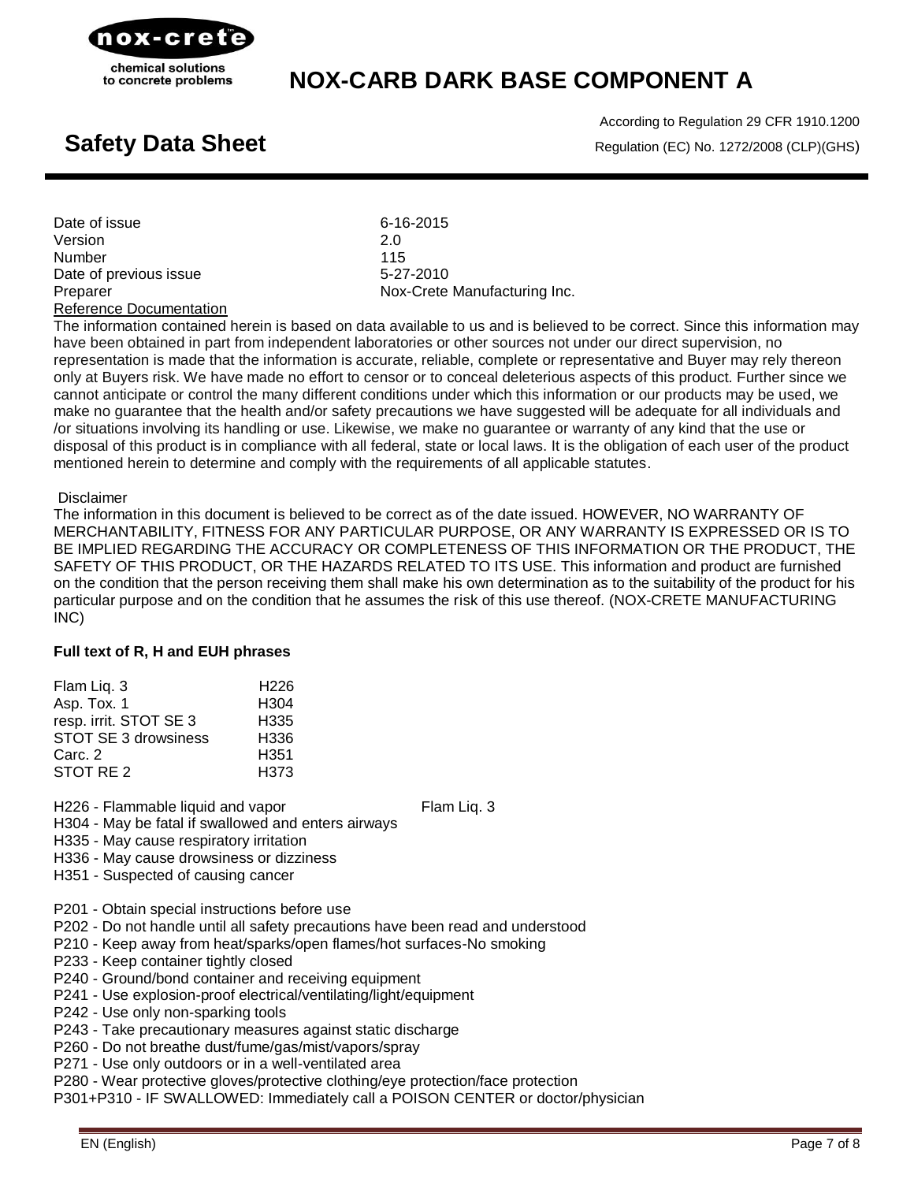Date of issue 6-16-2015
Version 2.0
Number 115
Date of previous issue 5-27-2010
Preparer Nox-Crete Manufacturing Inc.

Reference Documentation

The information contained herein is based on data available to us and is believed to be correct. Since this information may have been obtained in part from independent laboratories or other sources not under our direct supervision, no representation is made that the information is accurate, reliable, complete or representative and Buyer may rely thereon only at Buyers risk. We have made no effort to censor or to conceal deleterious aspects of this product. Further since we cannot anticipate or control the many different conditions under which this information or our products may be used, we make no guarantee that the health and/or safety precautions we have suggested will be adequate for all individuals and /or situations involving its handling or use. Likewise, we make no guarantee or warranty of any kind that the use or disposal of this product is in compliance with all federal, state or local laws. It is the obligation of each user of the product mentioned herein to determine and comply with the requirements of all applicable statutes.

Disclaimer

The information in this document is believed to be correct as of the date issued. HOWEVER, NO WARRANTY OF MERCHANTABILITY, FITNESS FOR ANY PARTICULAR PURPOSE, OR ANY WARRANTY IS EXPRESSED OR IS TO BE IMPLIED REGARDING THE ACCURACY OR COMPLETENESS OF THIS INFORMATION OR THE PRODUCT, THE SAFETY OF THIS PRODUCT, OR THE HAZARDS RELATED TO ITS USE. This information and product are furnished on the condition that the person receiving them shall make his own determination as to the suitability of the product for his particular purpose and on the condition that he assumes the risk of this use thereof. (NOX-CRETE MANUFACTURING INC)

**Full text of R, H and EUH phrases**

| | |
|---|---|
| Flam Liq. 3 | H226 |
| Asp. Tox. 1 | H304 |
| resp. irrit. STOT SE 3 | H335 |
| STOT SE 3 drowsiness | H336 |
| Carc. 2 | H351 |
| STOT RE 2 | H373 |

H226 - Flammable liquid and vapor Flam Liq. 3
H304 - May be fatal if swallowed and enters airways
H335 - May cause respiratory irritation
H336 - May cause drowsiness or dizziness
H351 - Suspected of causing cancer

P201 - Obtain special instructions before use
P202 - Do not handle until all safety precautions have been read and understood
P210 - Keep away from heat/sparks/open flames/hot surfaces-No smoking
P233 - Keep container tightly closed
P240 - Ground/bond container and receiving equipment
P241 - Use explosion-proof electrical/ventilating/light/equipment
P242 - Use only non-sparking tools
P243 - Take precautionary measures against static discharge
P260 - Do not breathe dust/fume/gas/mist/vapors/spray
P271 - Use only outdoors or in a well-ventilated area
P280 - Wear protective gloves/protective clothing/eye protection/face protection
P301+P310 - IF SWALLOWED: Immediately call a POISON CENTER or doctor/physician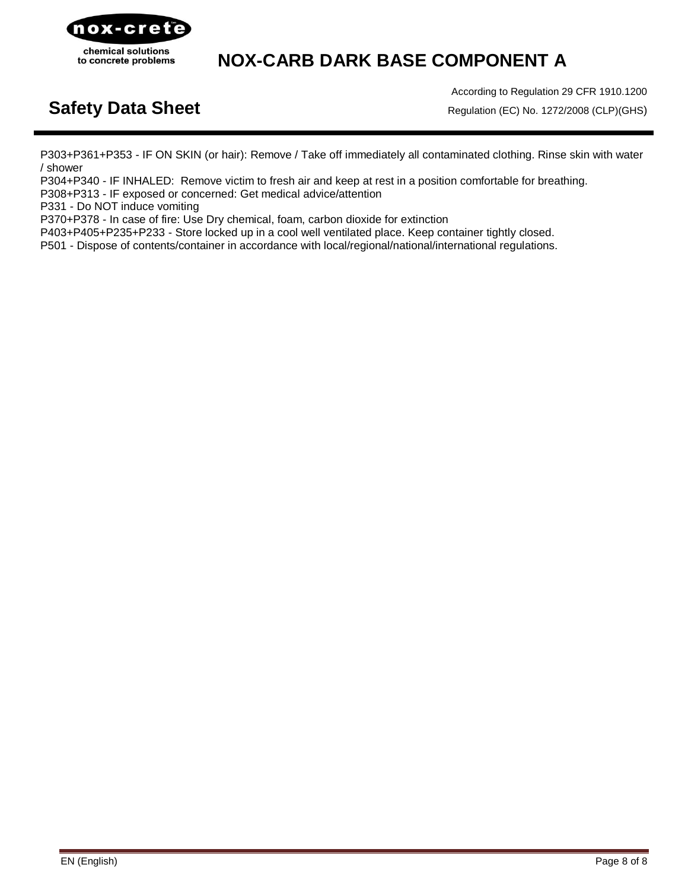P303+P361+P353 - IF ON SKIN (or hair): Remove / Take off immediately all contaminated clothing. Rinse skin with water / shower

P304+P340 - IF INHALED: Remove victim to fresh air and keep at rest in a position comfortable for breathing.

P308+P313 - IF exposed or concerned: Get medical advice/attention

P331 - Do NOT induce vomiting

P370+P378 - In case of fire: Use Dry chemical, foam, carbon dioxide for extinction

P403+P405+P235+P233 - Store locked up in a cool well ventilated place. Keep container tightly closed.

P501 - Dispose of contents/container in accordance with local/regional/national/international regulations.